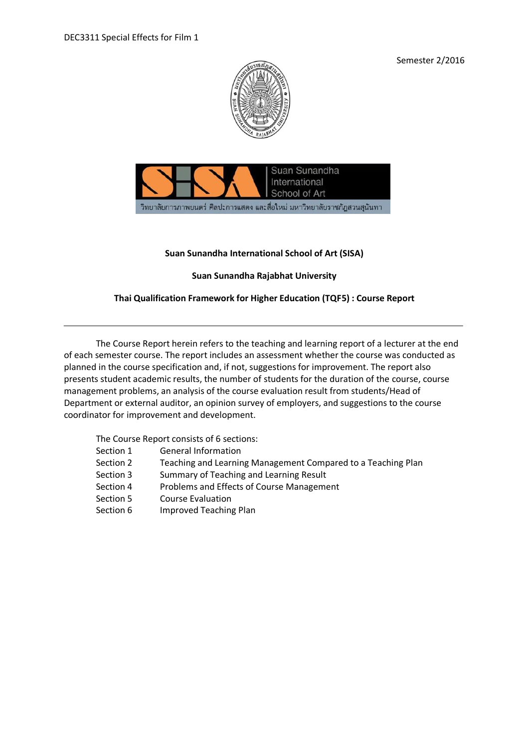DEC3311 Special Effects for Film 1

Semester 2/2016

Suan Sunandha International School of Art

วิทยาลัยการภาพยนตร์ ศิลปะการแสดง และสื่อใหม่ มหาวิทยาลัยราชภัฏสวนสุนันทา

**Suan Sunandha International School of Art (SISA)**

**Suan Sunandha Rajabhat University**

**Thai Qualification Framework for Higher Education (TQF5) : Course Report**

---

The Course Report herein refers to the teaching and learning report of a lecturer at the end of each semester course. The report includes an assessment whether the course was conducted as planned in the course specification and, if not, suggestions for improvement. The report also presents student academic results, the number of students for the duration of the course, course management problems, an analysis of the course evaluation result from students/Head of Department or external auditor, an opinion survey of employers, and suggestions to the course coordinator for improvement and development.

The Course Report consists of 6 sections:

- Section 1 General Information
- Section 2 Teaching and Learning Management Compared to a Teaching Plan
- Section 3 Summary of Teaching and Learning Result
- Section 4 Problems and Effects of Course Management
- Section 5 Course Evaluation
- Section 6 Improved Teaching Plan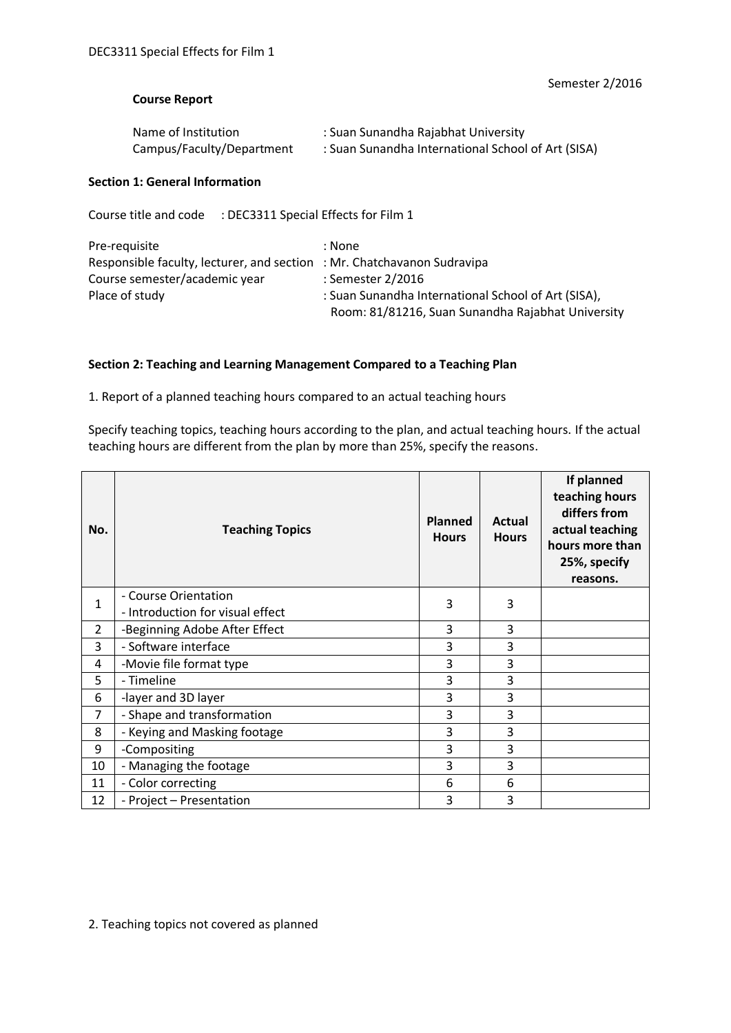Semester 2/2016

**Course Report**

Name of Institution : Suan Sunandha Rajabhat University
Campus/Faculty/Department : Suan Sunandha International School of Art (SISA)

**Section 1: General Information**

Course title and code : DEC3311 Special Effects for Film 1

Pre-requisite : None
Responsible faculty, lecturer, and section : Mr. Chatchavanon Sudravipa
Course semester/academic year : Semester 2/2016
Place of study : Suan Sunandha International School of Art (SISA), Room: 81/81216, Suan Sunandha Rajabhat University

**Section 2: Teaching and Learning Management Compared to a Teaching Plan**

1. Report of a planned teaching hours compared to an actual teaching hours

Specify teaching topics, teaching hours according to the plan, and actual teaching hours. If the actual teaching hours are different from the plan by more than 25%, specify the reasons.

| No. | Teaching Topics | Planned Hours | Actual Hours | If planned teaching hours differs from actual teaching hours more than 25%, specify reasons. |
|---|---|---|---|---|
| 1 | - Course Orientation<br>- Introduction for visual effect | 3 | 3 | |
| 2 | -Beginning Adobe After Effect | 3 | 3 | |
| 3 | - Software interface | 3 | 3 | |
| 4 | -Movie file format type | 3 | 3 | |
| 5 | - Timeline | 3 | 3 | |
| 6 | -layer and 3D layer | 3 | 3 | |
| 7 | - Shape and transformation | 3 | 3 | |
| 8 | - Keying and Masking footage | 3 | 3 | |
| 9 | -Compositing | 3 | 3 | |
| 10 | - Managing the footage | 3 | 3 | |
| 11 | - Color correcting | 6 | 6 | |
| 12 | - Project – Presentation | 3 | 3 | |

2. Teaching topics not covered as planned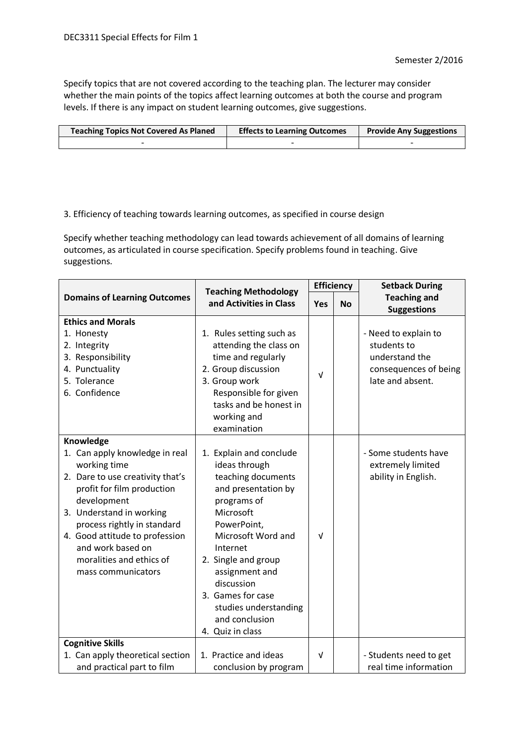Specify topics that are not covered according to the teaching plan. The lecturer may consider whether the main points of the topics affect learning outcomes at both the course and program levels. If there is any impact on student learning outcomes, give suggestions.

| Teaching Topics Not Covered As Planed | Effects to Learning Outcomes | Provide Any Suggestions |
|---|---|---|
| - | - | - |

3. Efficiency of teaching towards learning outcomes, as specified in course design

Specify whether teaching methodology can lead towards achievement of all domains of learning outcomes, as articulated in course specification. Specify problems found in teaching. Give suggestions.

| Domains of Learning Outcomes | Teaching Methodology and Activities in Class | Efficiency | | Setback During Teaching and Suggestions |
|---|---|---|---|---|
| | | Yes | No | |
| **Ethics and Morals**<br>1. Honesty<br>2. Integrity<br>3. Responsibility<br>4. Punctuality<br>5. Tolerance<br>6. Confidence | 1. Rules setting such as attending the class on time and regularly<br>2. Group discussion<br>3. Group work Responsible for given tasks and be honest in working and examination | √ | | - Need to explain to students to understand the consequences of being late and absent. |
| **Knowledge**<br>1. Can apply knowledge in real working time<br>2. Dare to use creativity that's profit for film production development<br>3. Understand in working process rightly in standard<br>4. Good attitude to profession and work based on moralities and ethics of mass communicators | 1. Explain and conclude ideas through teaching documents and presentation by programs of Microsoft PowerPoint, Microsoft Word and Internet<br>2. Single and group assignment and discussion<br>3. Games for case studies understanding and conclusion<br>4. Quiz in class | √ | | - Some students have extremely limited ability in English. |
| **Cognitive Skills**<br>1. Can apply theoretical section and practical part to film | 1. Practice and ideas conclusion by program | √ | | - Students need to get real time information |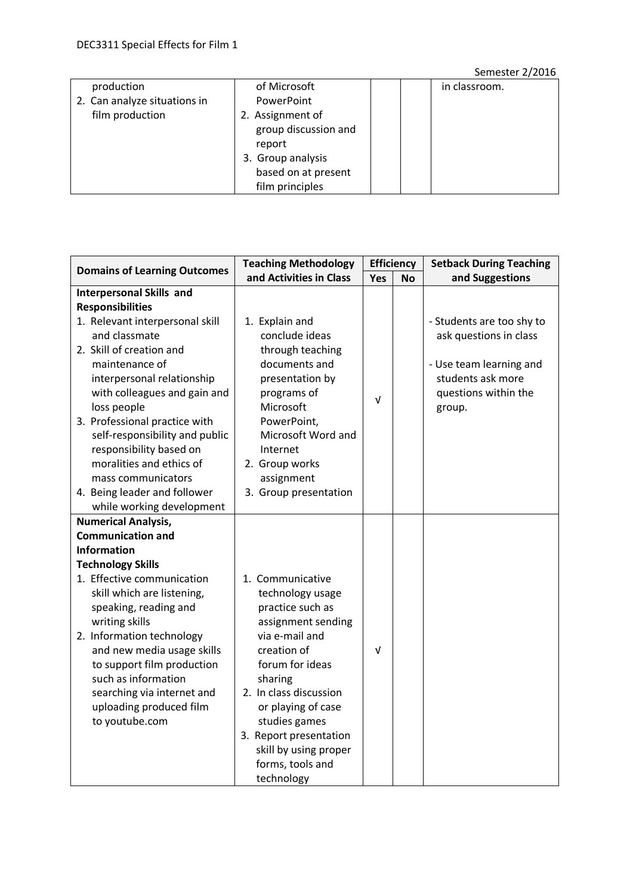| | | | | |
|---|---|---|---|---|
| production<br>2. Can analyze situations in film production | of Microsoft PowerPoint<br>2. Assignment of group discussion and report<br>3. Group analysis based on at present film principles | | | in classroom. |

| Domains of Learning Outcomes | Teaching Methodology and Activities in Class | Efficiency | | Setback During Teaching and Suggestions |
|---|---|---|---|---|
| | | Yes | No | |
| **Interpersonal Skills and Responsibilities**<br>1. Relevant interpersonal skill and classmate<br>2. Skill of creation and maintenance of interpersonal relationship with colleagues and gain and loss people<br>3. Professional practice with self-responsibility and public responsibility based on moralities and ethics of mass communicators<br>4. Being leader and follower while working development | 1. Explain and conclude ideas through teaching documents and presentation by programs of Microsoft PowerPoint, Microsoft Word and Internet<br>2. Group works assignment<br>3. Group presentation | √ | | - Students are too shy to ask questions in class<br>- Use team learning and students ask more questions within the group. |
| **Numerical Analysis, Communication and Information Technology Skills**<br>1. Effective communication skill which are listening, speaking, reading and writing skills<br>2. Information technology and new media usage skills to support film production such as information searching via internet and uploading produced film to youtube.com | 1. Communicative technology usage practice such as assignment sending via e-mail and creation of forum for ideas sharing<br>2. In class discussion or playing of case studies games<br>3. Report presentation skill by using proper forms, tools and technology | √ | | |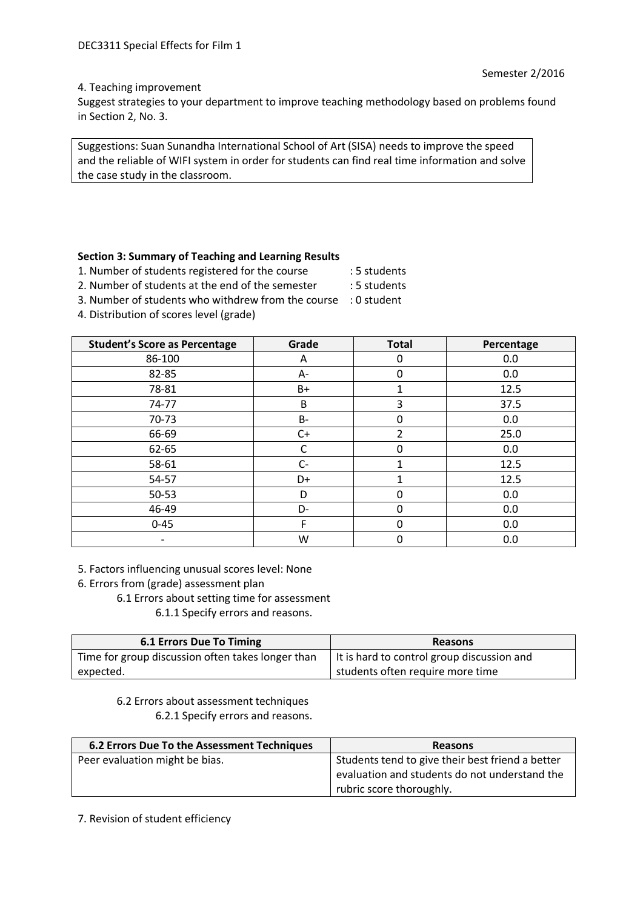4. Teaching improvement

Suggest strategies to your department to improve teaching methodology based on problems found in Section 2, No. 3.

| Suggestions: Suan Sunandha International School of Art (SISA) needs to improve the speed and the reliable of WIFI system in order for students can find real time information and solve the case study in the classroom. |
|---|

**Section 3: Summary of Teaching and Learning Results**

1. Number of students registered for the course : 5 students
2. Number of students at the end of the semester : 5 students
3. Number of students who withdrew from the course : 0 student
4. Distribution of scores level (grade)

| Student's Score as Percentage | Grade | Total | Percentage |
|---|---|---|---|
| 86-100 | A | 0 | 0.0 |
| 82-85 | A- | 0 | 0.0 |
| 78-81 | B+ | 1 | 12.5 |
| 74-77 | B | 3 | 37.5 |
| 70-73 | B- | 0 | 0.0 |
| 66-69 | C+ | 2 | 25.0 |
| 62-65 | C | 0 | 0.0 |
| 58-61 | C- | 1 | 12.5 |
| 54-57 | D+ | 1 | 12.5 |
| 50-53 | D | 0 | 0.0 |
| 46-49 | D- | 0 | 0.0 |
| 0-45 | F | 0 | 0.0 |
| - | W | 0 | 0.0 |

5. Factors influencing unusual scores level: None
6. Errors from (grade) assessment plan
   - 6.1 Errors about setting time for assessment
     - 6.1.1 Specify errors and reasons.

| 6.1 Errors Due To Timing | Reasons |
|---|---|
| Time for group discussion often takes longer than expected. | It is hard to control group discussion and students often require more time |

   - 6.2 Errors about assessment techniques
     - 6.2.1 Specify errors and reasons.

| 6.2 Errors Due To the Assessment Techniques | Reasons |
|---|---|
| Peer evaluation might be bias. | Students tend to give their best friend a better evaluation and students do not understand the rubric score thoroughly. |

7. Revision of student efficiency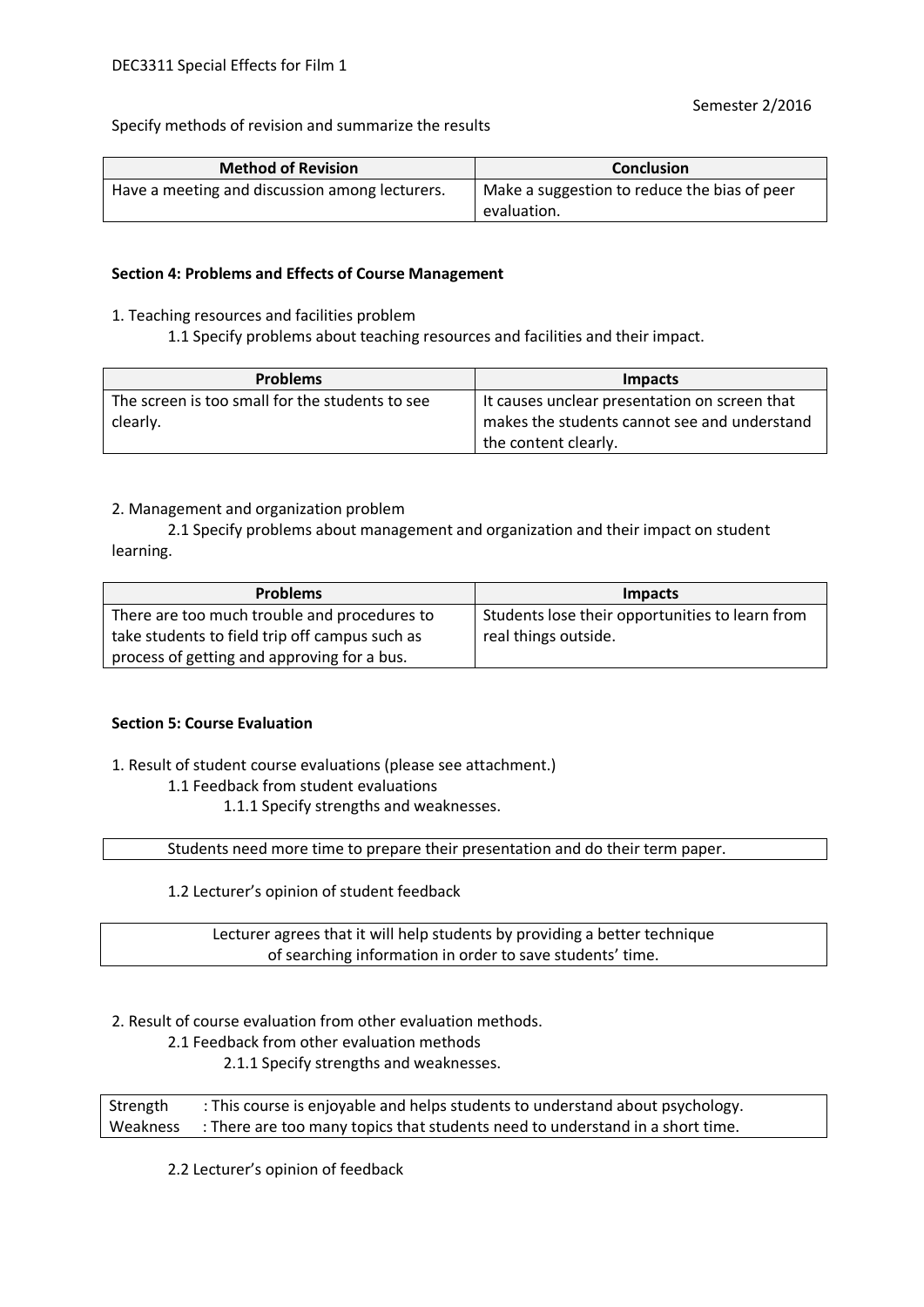Specify methods of revision and summarize the results

| Method of Revision | Conclusion |
| --- | --- |
| Have a meeting and discussion among lecturers. | Make a suggestion to reduce the bias of peer evaluation. |

**Section 4: Problems and Effects of Course Management**

1. Teaching resources and facilities problem

    1.1 Specify problems about teaching resources and facilities and their impact.

| Problems | Impacts |
| --- | --- |
| The screen is too small for the students to see clearly. | It causes unclear presentation on screen that makes the students cannot see and understand the content clearly. |

2. Management and organization problem

    2.1 Specify problems about management and organization and their impact on student learning.

| Problems | Impacts |
| --- | --- |
| There are too much trouble and procedures to take students to field trip off campus such as process of getting and approving for a bus. | Students lose their opportunities to learn from real things outside. |

**Section 5: Course Evaluation**

1. Result of student course evaluations (please see attachment.)

    1.1 Feedback from student evaluations

        1.1.1 Specify strengths and weaknesses.

| Students need more time to prepare their presentation and do their term paper. |
| --- |

    1.2 Lecturer's opinion of student feedback

| Lecturer agrees that it will help students by providing a better technique of searching information in order to save students' time. |
| --- |

2. Result of course evaluation from other evaluation methods.

    2.1 Feedback from other evaluation methods

        2.1.1 Specify strengths and weaknesses.

| | |
| --- | --- |
| Strength | : This course is enjoyable and helps students to understand about psychology. |
| Weakness | : There are too many topics that students need to understand in a short time. |

    2.2 Lecturer's opinion of feedback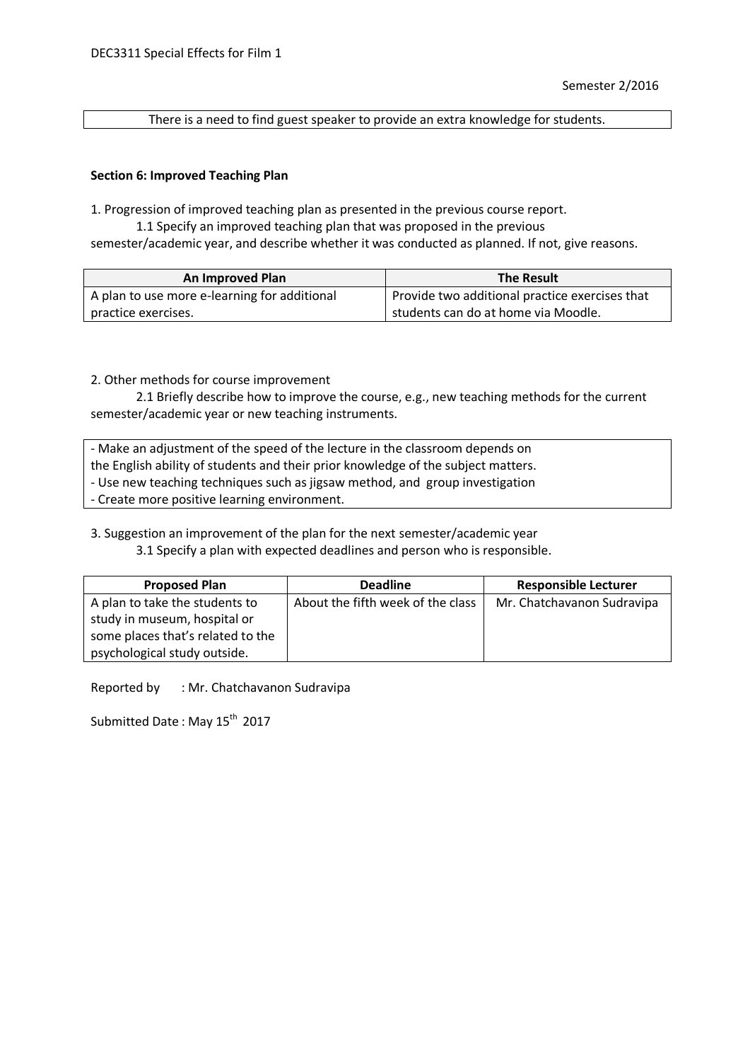| There is a need to find guest speaker to provide an extra knowledge for students. |
| --- |

**Section 6: Improved Teaching Plan**

1. Progression of improved teaching plan as presented in the previous course report.

1.1 Specify an improved teaching plan that was proposed in the previous semester/academic year, and describe whether it was conducted as planned. If not, give reasons.

| An Improved Plan | The Result |
| --- | --- |
| A plan to use more e-learning for additional practice exercises. | Provide two additional practice exercises that students can do at home via Moodle. |

2. Other methods for course improvement

2.1 Briefly describe how to improve the course, e.g., new teaching methods for the current semester/academic year or new teaching instruments.

| |
| --- |
| - Make an adjustment of the speed of the lecture in the classroom depends on the English ability of students and their prior knowledge of the subject matters.<br>- Use new teaching techniques such as jigsaw method, and group investigation<br>- Create more positive learning environment. |

3. Suggestion an improvement of the plan for the next semester/academic year

3.1 Specify a plan with expected deadlines and person who is responsible.

| Proposed Plan | Deadline | Responsible Lecturer |
| --- | --- | --- |
| A plan to take the students to study in museum, hospital or some places that's related to the psychological study outside. | About the fifth week of the class | Mr. Chatchavanon Sudravipa |

Reported by : Mr. Chatchavanon Sudravipa

Submitted Date : May 15th 2017